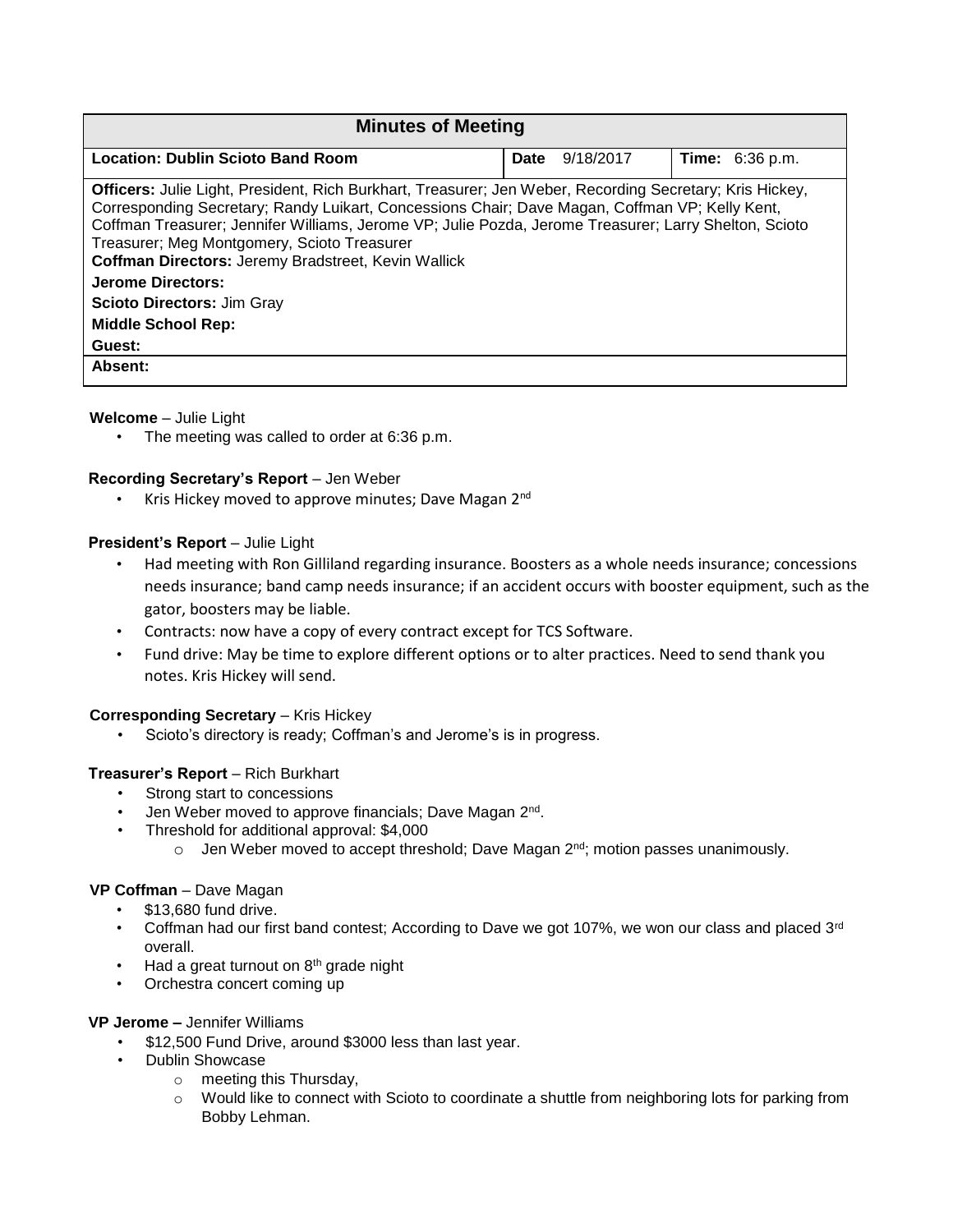| Minutes of Meeting | | |
|---|---|---|
| **Location: Dublin Scioto Band Room** | **Date** 9/18/2017 | **Time:** 6:36 p.m. |
| **Officers:** Julie Light, President, Rich Burkhart, Treasurer; Jen Weber, Recording Secretary; Kris Hickey, Corresponding Secretary; Randy Luikart, Concessions Chair; Dave Magan, Coffman VP; Kelly Kent, Coffman Treasurer; Jennifer Williams, Jerome VP; Julie Pozda, Jerome Treasurer; Larry Shelton, Scioto Treasurer; Meg Montgomery, Scioto Treasurer<br>**Coffman Directors:** Jeremy Bradstreet, Kevin Wallick | | |
| **Jerome Directors:** | | |
| **Scioto Directors:** Jim Gray | | |
| **Middle School Rep:** | | |
| **Guest:** | | |
| **Absent:** | | |

**Welcome** – Julie Light

- The meeting was called to order at 6:36 p.m.

**Recording Secretary's Report** – Jen Weber

- Kris Hickey moved to approve minutes; Dave Magan 2nd

**President's Report** – Julie Light

- Had meeting with Ron Gilliland regarding insurance. Boosters as a whole needs insurance; concessions needs insurance; band camp needs insurance; if an accident occurs with booster equipment, such as the gator, boosters may be liable.
- Contracts: now have a copy of every contract except for TCS Software.
- Fund drive: May be time to explore different options or to alter practices. Need to send thank you notes. Kris Hickey will send.

**Corresponding Secretary** – Kris Hickey

- Scioto's directory is ready; Coffman's and Jerome's is in progress.

**Treasurer's Report** – Rich Burkhart

- Strong start to concessions
- Jen Weber moved to approve financials; Dave Magan 2nd.
- Threshold for additional approval: $4,000
  - Jen Weber moved to accept threshold; Dave Magan 2nd; motion passes unanimously.

**VP Coffman** – Dave Magan

- $13,680 fund drive.
- Coffman had our first band contest; According to Dave we got 107%, we won our class and placed 3rd overall.
- Had a great turnout on 8th grade night
- Orchestra concert coming up

**VP Jerome –** Jennifer Williams

- $12,500 Fund Drive, around $3000 less than last year.
- Dublin Showcase
  - meeting this Thursday,
  - Would like to connect with Scioto to coordinate a shuttle from neighboring lots for parking from Bobby Lehman.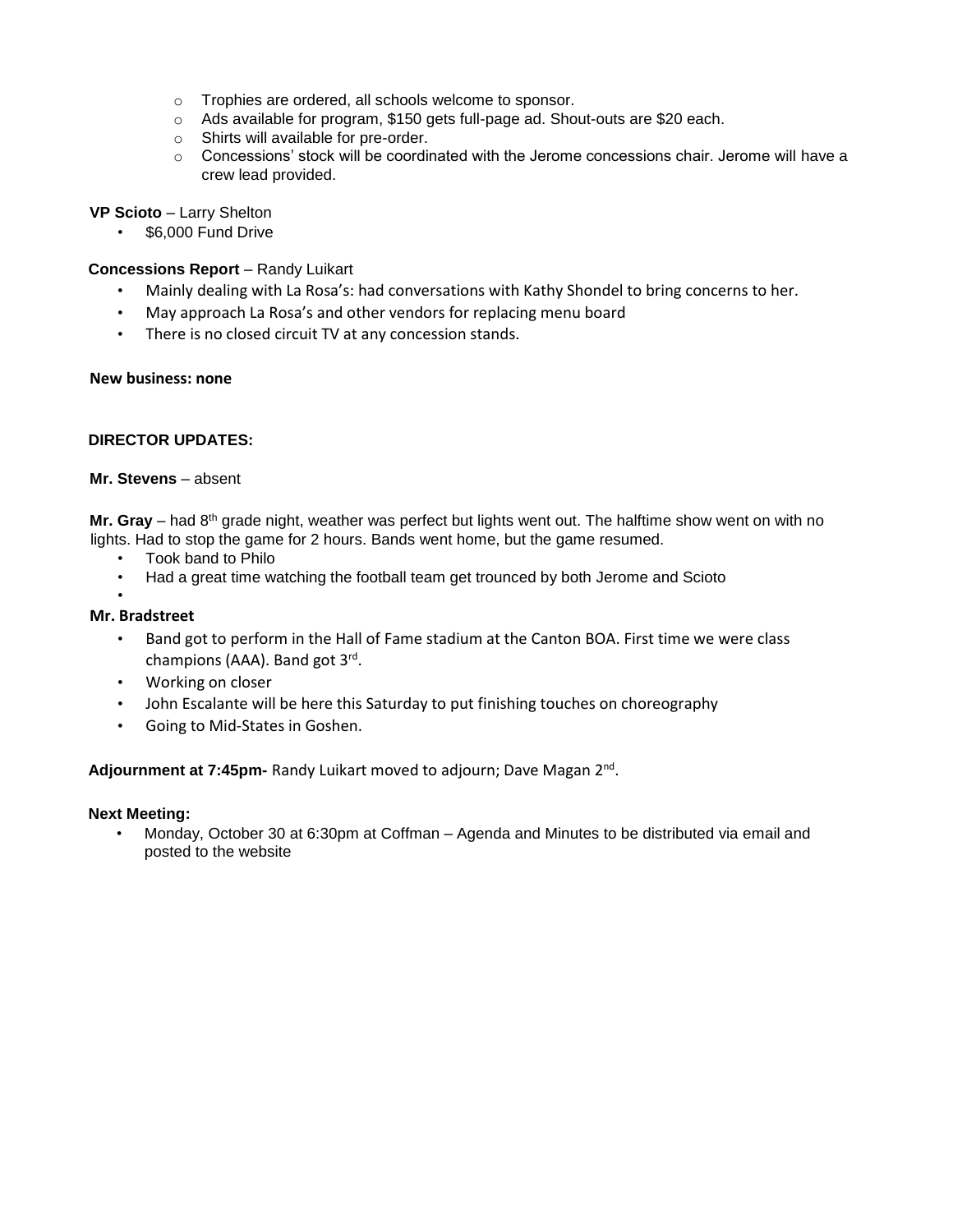- Trophies are ordered, all schools welcome to sponsor.
- Ads available for program, $150 gets full-page ad. Shout-outs are $20 each.
- Shirts will available for pre-order.
- Concessions' stock will be coordinated with the Jerome concessions chair. Jerome will have a crew lead provided.

**VP Scioto** – Larry Shelton

- $6,000 Fund Drive

**Concessions Report** – Randy Luikart

- Mainly dealing with La Rosa's: had conversations with Kathy Shondel to bring concerns to her.
- May approach La Rosa's and other vendors for replacing menu board
- There is no closed circuit TV at any concession stands.

**New business: none**

**DIRECTOR UPDATES:**

**Mr. Stevens** – absent

**Mr. Gray** – had 8th grade night, weather was perfect but lights went out. The halftime show went on with no lights. Had to stop the game for 2 hours. Bands went home, but the game resumed.

- Took band to Philo
- Had a great time watching the football team get trounced by both Jerome and Scioto
-

**Mr. Bradstreet**

- Band got to perform in the Hall of Fame stadium at the Canton BOA. First time we were class champions (AAA). Band got 3rd.
- Working on closer
- John Escalante will be here this Saturday to put finishing touches on choreography
- Going to Mid-States in Goshen.

**Adjournment at 7:45pm-** Randy Luikart moved to adjourn; Dave Magan 2nd.

**Next Meeting:**

- Monday, October 30 at 6:30pm at Coffman – Agenda and Minutes to be distributed via email and posted to the website